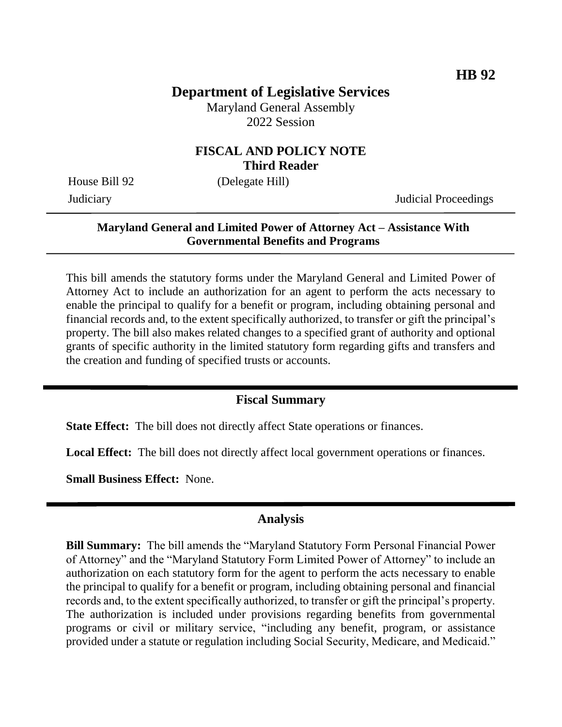**HB 92**

# Department of Legislative Services

Maryland General Assembly
2022 Session

## FISCAL AND POLICY NOTE
**Third Reader**

House Bill 92 (Delegate Hill)

Judiciary Judicial Proceedings

---

**Maryland General and Limited Power of Attorney Act – Assistance With Governmental Benefits and Programs**

---

This bill amends the statutory forms under the Maryland General and Limited Power of Attorney Act to include an authorization for an agent to perform the acts necessary to enable the principal to qualify for a benefit or program, including obtaining personal and financial records and, to the extent specifically authorized, to transfer or gift the principal's property. The bill also makes related changes to a specified grant of authority and optional grants of specific authority in the limited statutory form regarding gifts and transfers and the creation and funding of specified trusts or accounts.

---

## Fiscal Summary

**State Effect:** The bill does not directly affect State operations or finances.

**Local Effect:** The bill does not directly affect local government operations or finances.

**Small Business Effect:** None.

---

## Analysis

**Bill Summary:** The bill amends the "Maryland Statutory Form Personal Financial Power of Attorney" and the "Maryland Statutory Form Limited Power of Attorney" to include an authorization on each statutory form for the agent to perform the acts necessary to enable the principal to qualify for a benefit or program, including obtaining personal and financial records and, to the extent specifically authorized, to transfer or gift the principal's property. The authorization is included under provisions regarding benefits from governmental programs or civil or military service, "including any benefit, program, or assistance provided under a statute or regulation including Social Security, Medicare, and Medicaid."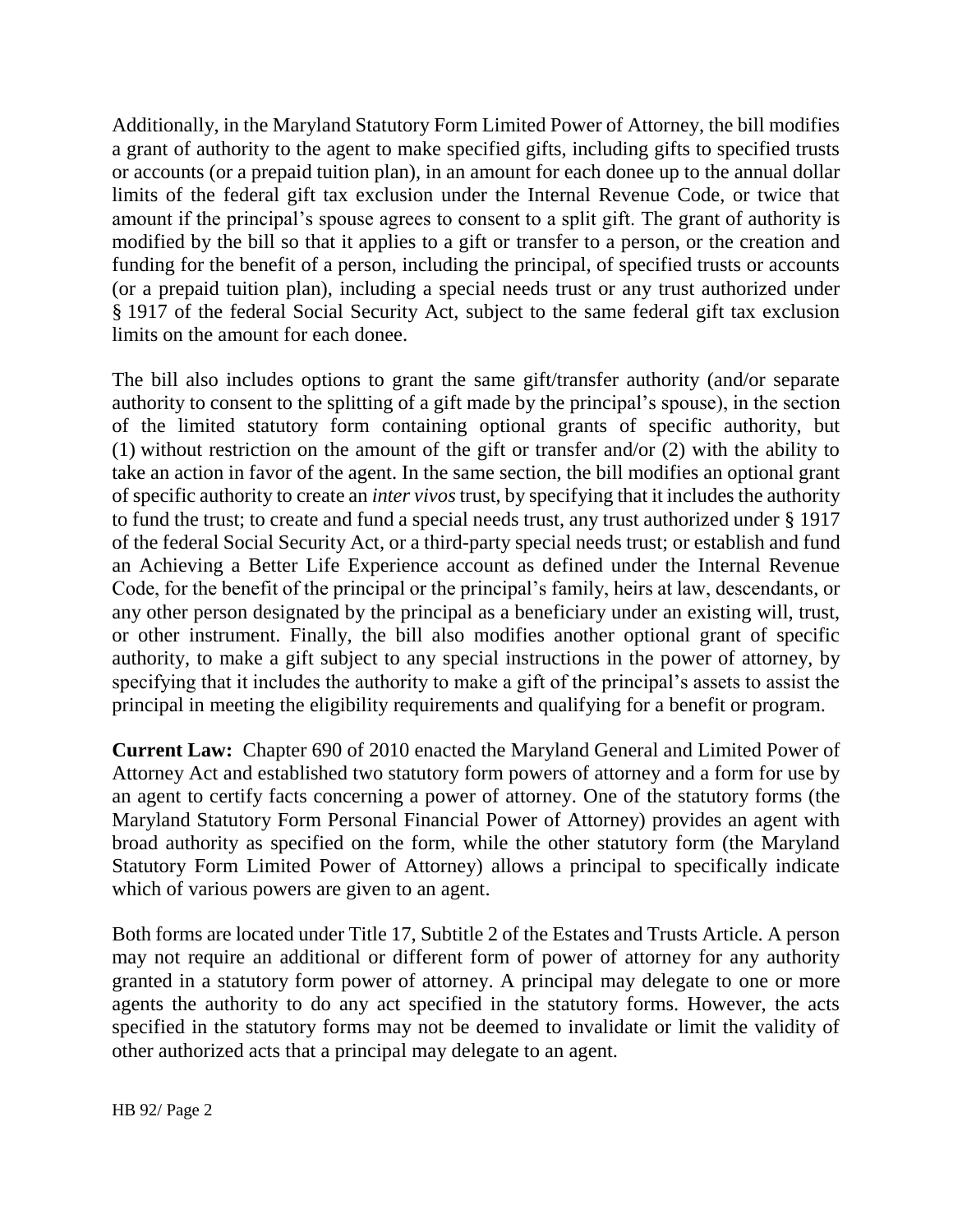Additionally, in the Maryland Statutory Form Limited Power of Attorney, the bill modifies a grant of authority to the agent to make specified gifts, including gifts to specified trusts or accounts (or a prepaid tuition plan), in an amount for each donee up to the annual dollar limits of the federal gift tax exclusion under the Internal Revenue Code, or twice that amount if the principal's spouse agrees to consent to a split gift. The grant of authority is modified by the bill so that it applies to a gift or transfer to a person, or the creation and funding for the benefit of a person, including the principal, of specified trusts or accounts (or a prepaid tuition plan), including a special needs trust or any trust authorized under § 1917 of the federal Social Security Act, subject to the same federal gift tax exclusion limits on the amount for each donee.

The bill also includes options to grant the same gift/transfer authority (and/or separate authority to consent to the splitting of a gift made by the principal's spouse), in the section of the limited statutory form containing optional grants of specific authority, but (1) without restriction on the amount of the gift or transfer and/or (2) with the ability to take an action in favor of the agent. In the same section, the bill modifies an optional grant of specific authority to create an *inter vivos* trust, by specifying that it includes the authority to fund the trust; to create and fund a special needs trust, any trust authorized under § 1917 of the federal Social Security Act, or a third-party special needs trust; or establish and fund an Achieving a Better Life Experience account as defined under the Internal Revenue Code, for the benefit of the principal or the principal's family, heirs at law, descendants, or any other person designated by the principal as a beneficiary under an existing will, trust, or other instrument. Finally, the bill also modifies another optional grant of specific authority, to make a gift subject to any special instructions in the power of attorney, by specifying that it includes the authority to make a gift of the principal's assets to assist the principal in meeting the eligibility requirements and qualifying for a benefit or program.

**Current Law:** Chapter 690 of 2010 enacted the Maryland General and Limited Power of Attorney Act and established two statutory form powers of attorney and a form for use by an agent to certify facts concerning a power of attorney. One of the statutory forms (the Maryland Statutory Form Personal Financial Power of Attorney) provides an agent with broad authority as specified on the form, while the other statutory form (the Maryland Statutory Form Limited Power of Attorney) allows a principal to specifically indicate which of various powers are given to an agent.

Both forms are located under Title 17, Subtitle 2 of the Estates and Trusts Article. A person may not require an additional or different form of power of attorney for any authority granted in a statutory form power of attorney. A principal may delegate to one or more agents the authority to do any act specified in the statutory forms. However, the acts specified in the statutory forms may not be deemed to invalidate or limit the validity of other authorized acts that a principal may delegate to an agent.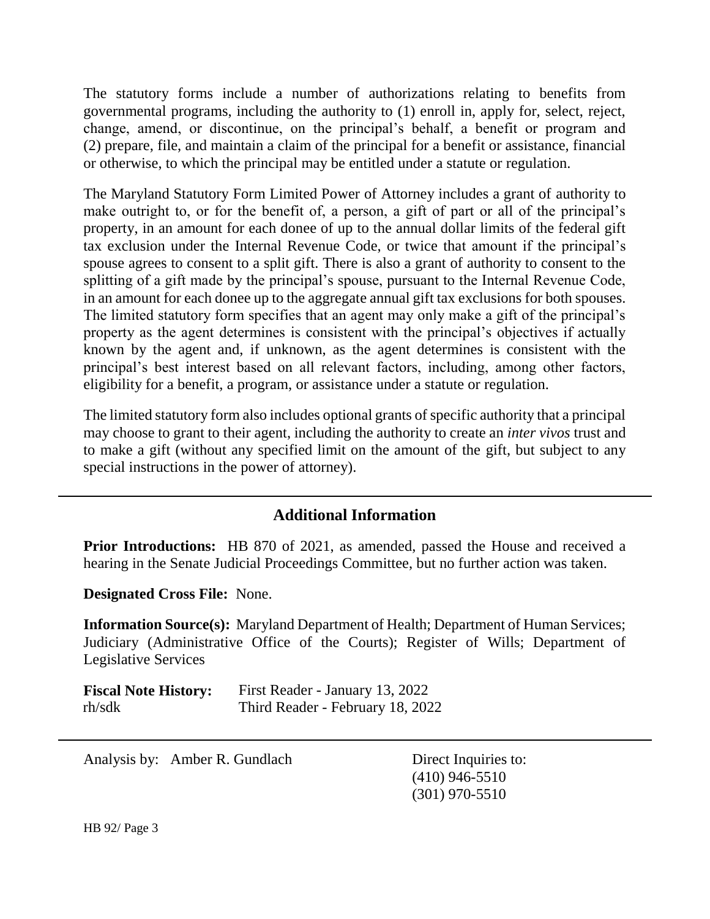The statutory forms include a number of authorizations relating to benefits from governmental programs, including the authority to (1) enroll in, apply for, select, reject, change, amend, or discontinue, on the principal's behalf, a benefit or program and (2) prepare, file, and maintain a claim of the principal for a benefit or assistance, financial or otherwise, to which the principal may be entitled under a statute or regulation.

The Maryland Statutory Form Limited Power of Attorney includes a grant of authority to make outright to, or for the benefit of, a person, a gift of part or all of the principal's property, in an amount for each donee of up to the annual dollar limits of the federal gift tax exclusion under the Internal Revenue Code, or twice that amount if the principal's spouse agrees to consent to a split gift. There is also a grant of authority to consent to the splitting of a gift made by the principal's spouse, pursuant to the Internal Revenue Code, in an amount for each donee up to the aggregate annual gift tax exclusions for both spouses. The limited statutory form specifies that an agent may only make a gift of the principal's property as the agent determines is consistent with the principal's objectives if actually known by the agent and, if unknown, as the agent determines is consistent with the principal's best interest based on all relevant factors, including, among other factors, eligibility for a benefit, a program, or assistance under a statute or regulation.

The limited statutory form also includes optional grants of specific authority that a principal may choose to grant to their agent, including the authority to create an *inter vivos* trust and to make a gift (without any specified limit on the amount of the gift, but subject to any special instructions in the power of attorney).

---

## Additional Information

**Prior Introductions:** HB 870 of 2021, as amended, passed the House and received a hearing in the Senate Judicial Proceedings Committee, but no further action was taken.

**Designated Cross File:** None.

**Information Source(s):** Maryland Department of Health; Department of Human Services; Judiciary (Administrative Office of the Courts); Register of Wills; Department of Legislative Services

**Fiscal Note History:** First Reader - January 13, 2022
rh/sdk Third Reader - February 18, 2022

---

Analysis by: Amber R. Gundlach

Direct Inquiries to:
(410) 946-5510
(301) 970-5510